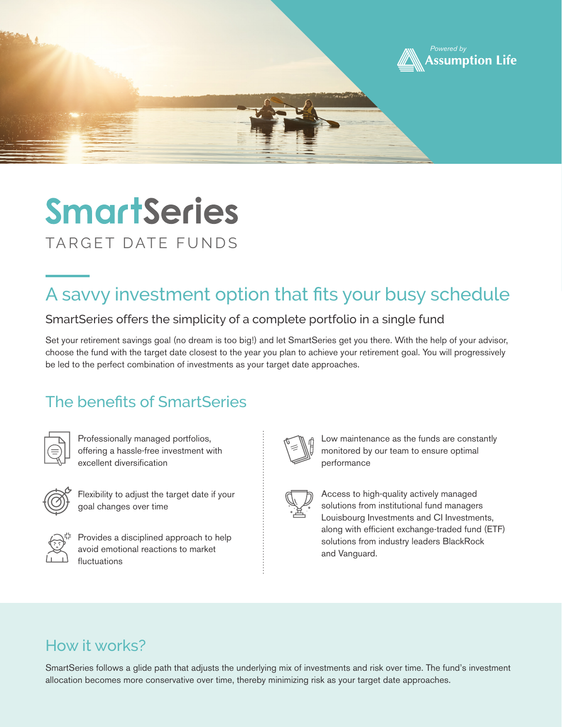Powered by **Assumption Life**

# SmartSeries

TARGET DATE FUNDS

## A savvy investment option that fits your busy schedule

### SmartSeries offers the simplicity of a complete portfolio in a single fund

Set your retirement savings goal (no dream is too big!) and let SmartSeries get you there. With the help of your advisor, choose the fund with the target date closest to the year you plan to achieve your retirement goal. You will progressively be led to the perfect combination of investments as your target date approaches.

## The benefits of SmartSeries

- Professionally managed portfolios, offering a hassle-free investment with excellent diversification
- Flexibility to adjust the target date if your goal changes over time
- Provides a disciplined approach to help avoid emotional reactions to market fluctuations
- Low maintenance as the funds are constantly monitored by our team to ensure optimal performance
- Access to high-quality actively managed solutions from institutional fund managers Louisbourg Investments and CI Investments, along with efficient exchange-traded fund (ETF) solutions from industry leaders BlackRock and Vanguard.

## How it works?

SmartSeries follows a glide path that adjusts the underlying mix of investments and risk over time. The fund's investment allocation becomes more conservative over time, thereby minimizing risk as your target date approaches.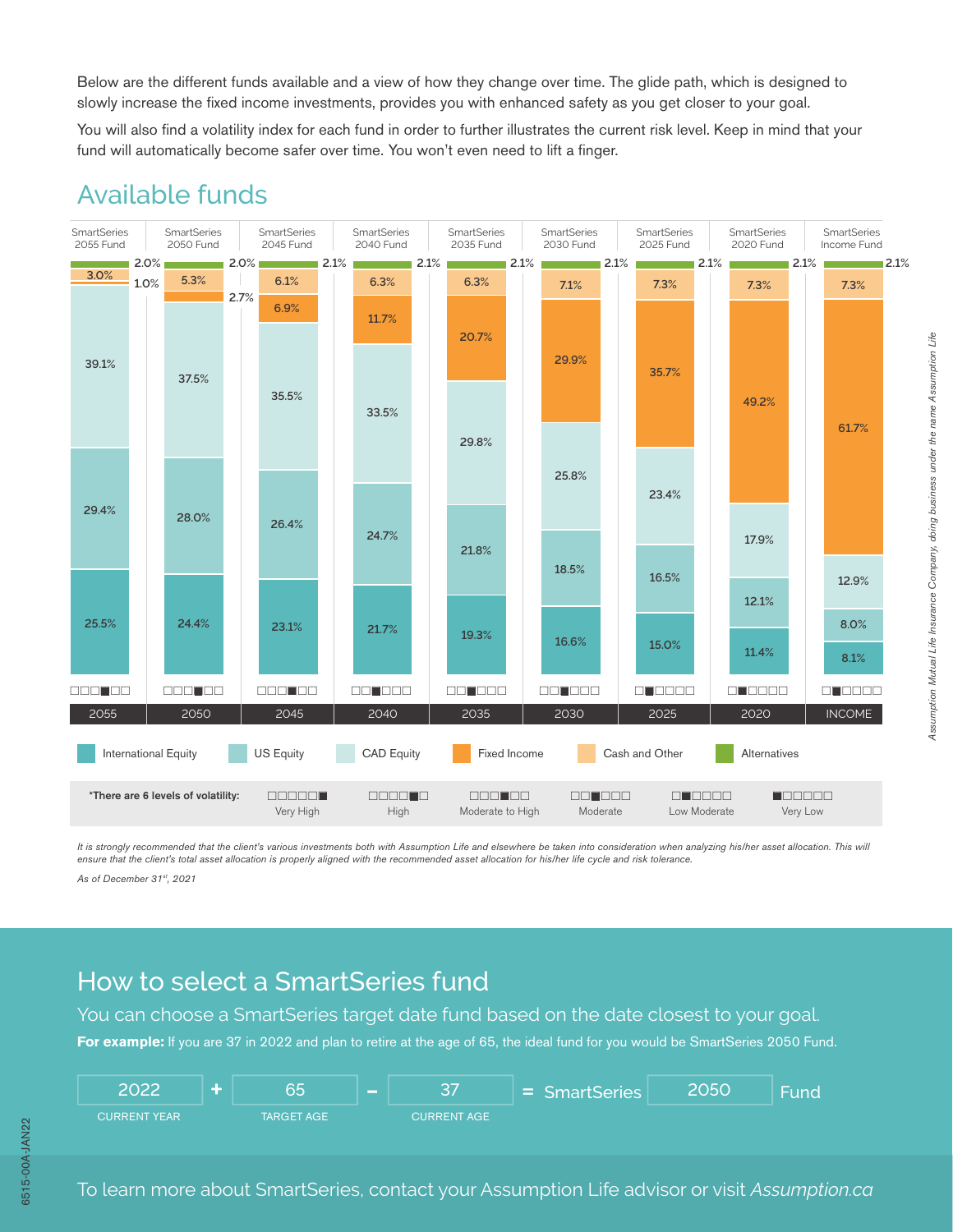Below are the different funds available and a view of how they change over time. The glide path, which is designed to slowly increase the fixed income investments, provides you with enhanced safety as you get closer to your goal.

You will also find a volatility index for each fund in order to further illustrates the current risk level. Keep in mind that your fund will automatically become safer over time. You won't even need to lift a finger.

## Available funds

SmartSeries 2055 Fund
2.0%
3.0%
1.0%
39.1%
29.4%
25.5%
2055

SmartSeries 2050 Fund
2.0%
5.3%
2.7%
37.5%
28.0%
24.4%
2050

SmartSeries 2045 Fund
2.1%
6.1%
6.9%
35.5%
26.4%
23.1%
2045

SmartSeries 2040 Fund
2.1%
6.3%
11.7%
33.5%
24.7%
21.7%
2040

SmartSeries 2035 Fund
2.1%
6.3%
20.7%
29.8%
21.8%
19.3%
2035

SmartSeries 2030 Fund
2.1%
7.1%
29.9%
25.8%
18.5%
16.6%
2030

SmartSeries 2025 Fund
2.1%
7.3%
35.7%
23.4%
16.5%
15.0%
2025

SmartSeries 2020 Fund
2.1%
7.3%
49.2%
17.9%
12.1%
11.4%
2020

SmartSeries Income Fund
2.1%
7.3%
61.7%
12.9%
8.0%
8.1%
INCOME

International Equity
US Equity
CAD Equity
Fixed Income
Cash and Other
Alternatives

**\*There are 6 levels of volatility:** Very High, High, Moderate to High, Moderate, Low Moderate, Very Low

*It is strongly recommended that the client's various investments both with Assumption Life and elsewhere be taken into consideration when analyzing his/her asset allocation. This will ensure that the client's total asset allocation is properly aligned with the recommended asset allocation for his/her life cycle and risk tolerance.*

*As of December 31st, 2021*

## How to select a SmartSeries fund

You can choose a SmartSeries target date fund based on the date closest to your goal.

**For example:** If you are 37 in 2022 and plan to retire at the age of 65, the ideal fund for you would be SmartSeries 2050 Fund.

2022 (CURRENT YEAR) + 65 (TARGET AGE) – 37 (CURRENT AGE) = SmartSeries 2050 Fund

To learn more about SmartSeries, contact your Assumption Life advisor or visit *Assumption.ca*

*Assumption Mutual Life Insurance Company, doing business under the name Assumption Life*

6515-00A-JAN22